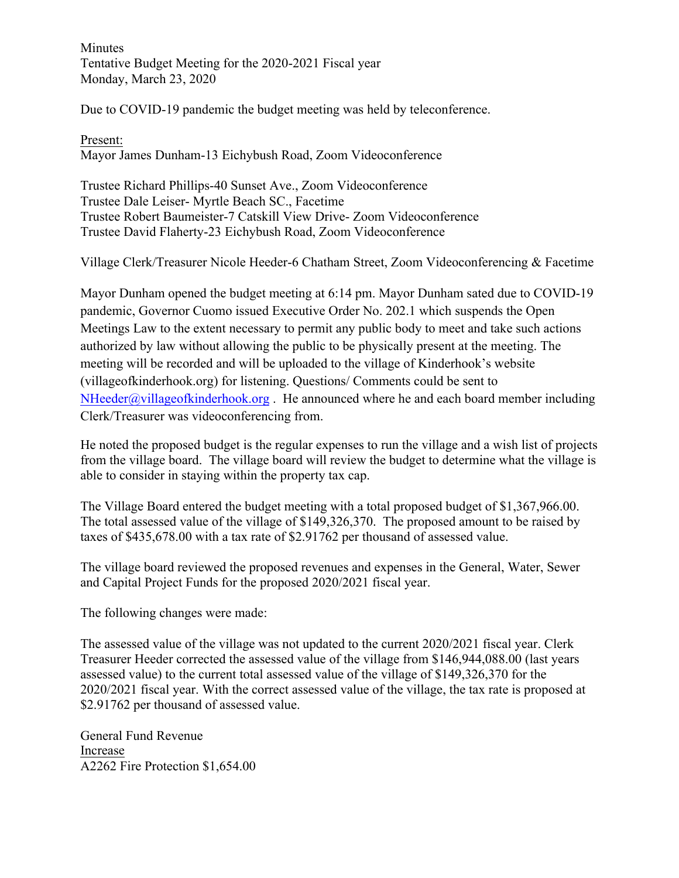Minutes
Tentative Budget Meeting for the 2020-2021 Fiscal year
Monday, March 23, 2020

Due to COVID-19 pandemic the budget meeting was held by teleconference.

Present:
Mayor James Dunham-13 Eichybush Road, Zoom Videoconference

Trustee Richard Phillips-40 Sunset Ave., Zoom Videoconference
Trustee Dale Leiser- Myrtle Beach SC., Facetime
Trustee Robert Baumeister-7 Catskill View Drive- Zoom Videoconference
Trustee David Flaherty-23 Eichybush Road, Zoom Videoconference

Village Clerk/Treasurer Nicole Heeder-6 Chatham Street, Zoom Videoconferencing & Facetime

Mayor Dunham opened the budget meeting at 6:14 pm. Mayor Dunham sated due to COVID-19 pandemic, Governor Cuomo issued Executive Order No. 202.1 which suspends the Open Meetings Law to the extent necessary to permit any public body to meet and take such actions authorized by law without allowing the public to be physically present at the meeting. The meeting will be recorded and will be uploaded to the village of Kinderhook's website (villageofkinderhook.org) for listening. Questions/ Comments could be sent to NHeeder@villageofkinderhook.org . He announced where he and each board member including Clerk/Treasurer was videoconferencing from.

He noted the proposed budget is the regular expenses to run the village and a wish list of projects from the village board. The village board will review the budget to determine what the village is able to consider in staying within the property tax cap.

The Village Board entered the budget meeting with a total proposed budget of $1,367,966.00. The total assessed value of the village of $149,326,370. The proposed amount to be raised by taxes of $435,678.00 with a tax rate of $2.91762 per thousand of assessed value.

The village board reviewed the proposed revenues and expenses in the General, Water, Sewer and Capital Project Funds for the proposed 2020/2021 fiscal year.

The following changes were made:

The assessed value of the village was not updated to the current 2020/2021 fiscal year. Clerk Treasurer Heeder corrected the assessed value of the village from $146,944,088.00 (last years assessed value) to the current total assessed value of the village of $149,326,370 for the 2020/2021 fiscal year. With the correct assessed value of the village, the tax rate is proposed at $2.91762 per thousand of assessed value.

General Fund Revenue
Increase
A2262 Fire Protection $1,654.00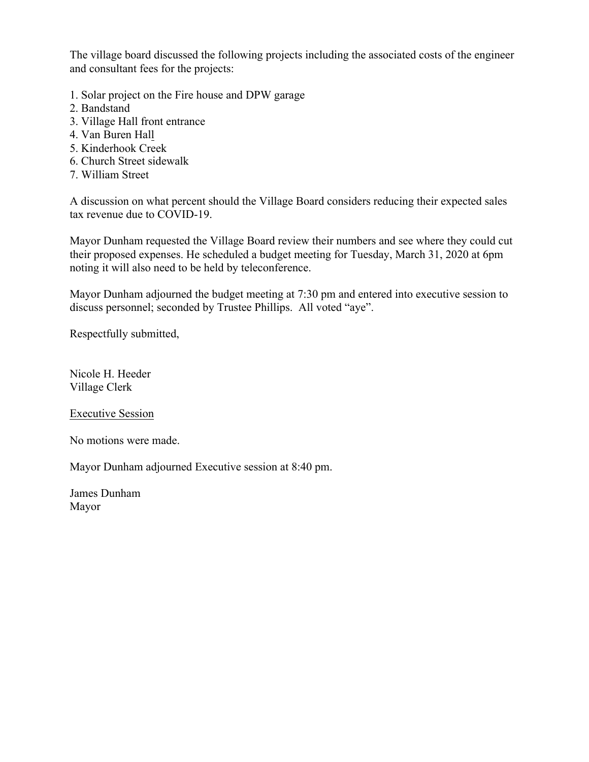The village board discussed the following projects including the associated costs of the engineer and consultant fees for the projects:

1. Solar project on the Fire house and DPW garage
2. Bandstand
3. Village Hall front entrance
4. Van Buren Hall
5. Kinderhook Creek
6. Church Street sidewalk
7. William Street

A discussion on what percent should the Village Board considers reducing their expected sales tax revenue due to COVID-19.

Mayor Dunham requested the Village Board review their numbers and see where they could cut their proposed expenses. He scheduled a budget meeting for Tuesday, March 31, 2020 at 6pm noting it will also need to be held by teleconference.

Mayor Dunham adjourned the budget meeting at 7:30 pm and entered into executive session to discuss personnel; seconded by Trustee Phillips. All voted "aye".

Respectfully submitted,

Nicole H. Heeder
Village Clerk

Executive Session

No motions were made.

Mayor Dunham adjourned Executive session at 8:40 pm.

James Dunham
Mayor